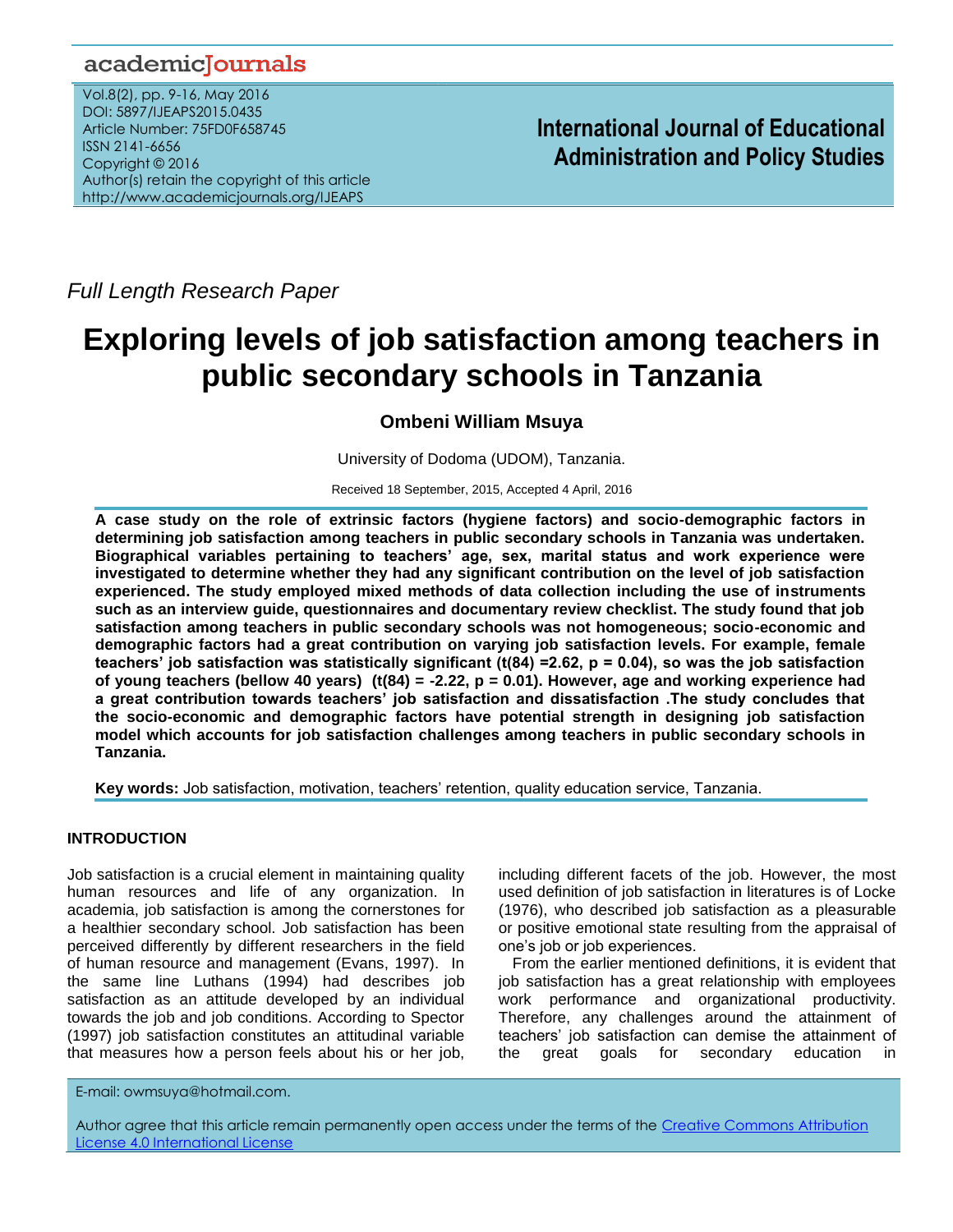*Full Length Research Paper*

# Exploring levels of job satisfaction among teachers in public secondary schools in Tanzania

**Ombeni William Msuya**

University of Dodoma (UDOM), Tanzania.

Received 18 September, 2015, Accepted 4 April, 2016

**A case study on the role of extrinsic factors (hygiene factors) and socio-demographic factors in determining job satisfaction among teachers in public secondary schools in Tanzania was undertaken. Biographical variables pertaining to teachers' age, sex, marital status and work experience were investigated to determine whether they had any significant contribution on the level of job satisfaction experienced. The study employed mixed methods of data collection including the use of instruments such as an interview guide, questionnaires and documentary review checklist. The study found that job satisfaction among teachers in public secondary schools was not homogeneous; socio-economic and demographic factors had a great contribution on varying job satisfaction levels. For example, female teachers' job satisfaction was statistically significant ($t(84) = 2.62$, $p = 0.04$), so was the job satisfaction of young teachers (bellow 40 years) ($t(84) = -2.22$, $p = 0.01$). However, age and working experience had a great contribution towards teachers' job satisfaction and dissatisfaction .The study concludes that the socio-economic and demographic factors have potential strength in designing job satisfaction model which accounts for job satisfaction challenges among teachers in public secondary schools in Tanzania.**

**Key words:** Job satisfaction, motivation, teachers' retention, quality education service, Tanzania.

## INTRODUCTION

Job satisfaction is a crucial element in maintaining quality human resources and life of any organization. In academia, job satisfaction is among the cornerstones for a healthier secondary school. Job satisfaction has been perceived differently by different researchers in the field of human resource and management (Evans, 1997). In the same line Luthans (1994) had describes job satisfaction as an attitude developed by an individual towards the job and job conditions. According to Spector (1997) job satisfaction constitutes an attitudinal variable that measures how a person feels about his or her job, including different facets of the job. However, the most used definition of job satisfaction in literatures is of Locke (1976), who described job satisfaction as a pleasurable or positive emotional state resulting from the appraisal of one's job or job experiences.

From the earlier mentioned definitions, it is evident that job satisfaction has a great relationship with employees work performance and organizational productivity. Therefore, any challenges around the attainment of teachers' job satisfaction can demise the attainment of the great goals for secondary education in

E-mail: owmsuya@hotmail.com.

Author agree that this article remain permanently open access under the terms of the Creative Commons Attribution License 4.0 International License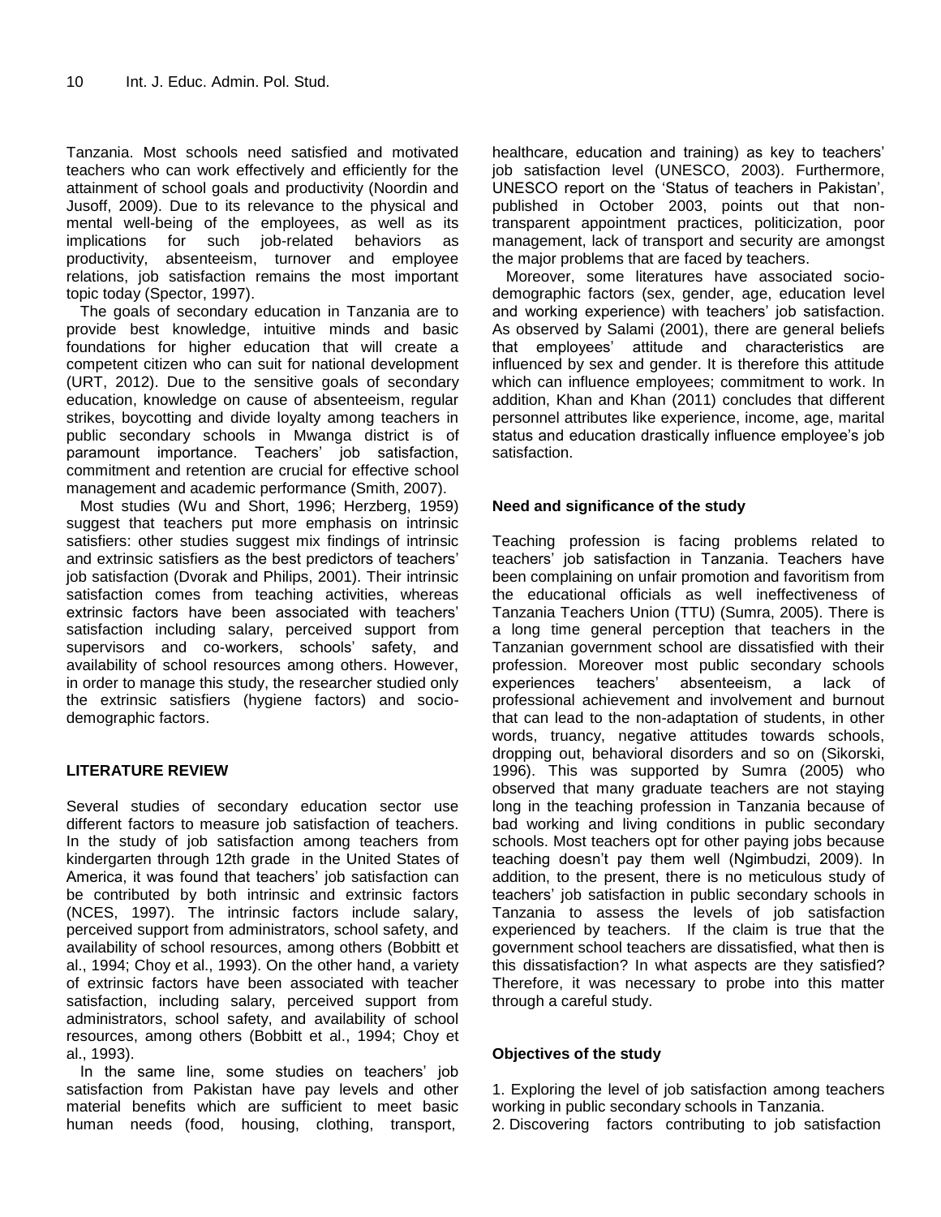Tanzania. Most schools need satisfied and motivated teachers who can work effectively and efficiently for the attainment of school goals and productivity (Noordin and Jusoff, 2009). Due to its relevance to the physical and mental well-being of the employees, as well as its implications for such job-related behaviors as productivity, absenteeism, turnover and employee relations, job satisfaction remains the most important topic today (Spector, 1997).

The goals of secondary education in Tanzania are to provide best knowledge, intuitive minds and basic foundations for higher education that will create a competent citizen who can suit for national development (URT, 2012). Due to the sensitive goals of secondary education, knowledge on cause of absenteeism, regular strikes, boycotting and divide loyalty among teachers in public secondary schools in Mwanga district is of paramount importance. Teachers' job satisfaction, commitment and retention are crucial for effective school management and academic performance (Smith, 2007).

Most studies (Wu and Short, 1996; Herzberg, 1959) suggest that teachers put more emphasis on intrinsic satisfiers: other studies suggest mix findings of intrinsic and extrinsic satisfiers as the best predictors of teachers' job satisfaction (Dvorak and Philips, 2001). Their intrinsic satisfaction comes from teaching activities, whereas extrinsic factors have been associated with teachers' satisfaction including salary, perceived support from supervisors and co-workers, schools' safety, and availability of school resources among others. However, in order to manage this study, the researcher studied only the extrinsic satisfiers (hygiene factors) and socio-demographic factors.

## LITERATURE REVIEW

Several studies of secondary education sector use different factors to measure job satisfaction of teachers. In the study of job satisfaction among teachers from kindergarten through 12th grade in the United States of America, it was found that teachers' job satisfaction can be contributed by both intrinsic and extrinsic factors (NCES, 1997). The intrinsic factors include salary, perceived support from administrators, school safety, and availability of school resources, among others (Bobbitt et al., 1994; Choy et al., 1993). On the other hand, a variety of extrinsic factors have been associated with teacher satisfaction, including salary, perceived support from administrators, school safety, and availability of school resources, among others (Bobbitt et al., 1994; Choy et al., 1993).

In the same line, some studies on teachers' job satisfaction from Pakistan have pay levels and other material benefits which are sufficient to meet basic human needs (food, housing, clothing, transport, healthcare, education and training) as key to teachers' job satisfaction level (UNESCO, 2003). Furthermore, UNESCO report on the 'Status of teachers in Pakistan', published in October 2003, points out that non-transparent appointment practices, politicization, poor management, lack of transport and security are amongst the major problems that are faced by teachers.

Moreover, some literatures have associated socio-demographic factors (sex, gender, age, education level and working experience) with teachers' job satisfaction. As observed by Salami (2001), there are general beliefs that employees' attitude and characteristics are influenced by sex and gender. It is therefore this attitude which can influence employees; commitment to work. In addition, Khan and Khan (2011) concludes that different personnel attributes like experience, income, age, marital status and education drastically influence employee's job satisfaction.

### Need and significance of the study

Teaching profession is facing problems related to teachers' job satisfaction in Tanzania. Teachers have been complaining on unfair promotion and favoritism from the educational officials as well ineffectiveness of Tanzania Teachers Union (TTU) (Sumra, 2005). There is a long time general perception that teachers in the Tanzanian government school are dissatisfied with their profession. Moreover most public secondary schools experiences teachers' absenteeism, a lack of professional achievement and involvement and burnout that can lead to the non-adaptation of students, in other words, truancy, negative attitudes towards schools, dropping out, behavioral disorders and so on (Sikorski, 1996). This was supported by Sumra (2005) who observed that many graduate teachers are not staying long in the teaching profession in Tanzania because of bad working and living conditions in public secondary schools. Most teachers opt for other paying jobs because teaching doesn't pay them well (Ngimbudzi, 2009). In addition, to the present, there is no meticulous study of teachers' job satisfaction in public secondary schools in Tanzania to assess the levels of job satisfaction experienced by teachers. If the claim is true that the government school teachers are dissatisfied, what then is this dissatisfaction? In what aspects are they satisfied? Therefore, it was necessary to probe into this matter through a careful study.

### Objectives of the study

1. Exploring the level of job satisfaction among teachers working in public secondary schools in Tanzania.
2. Discovering factors contributing to job satisfaction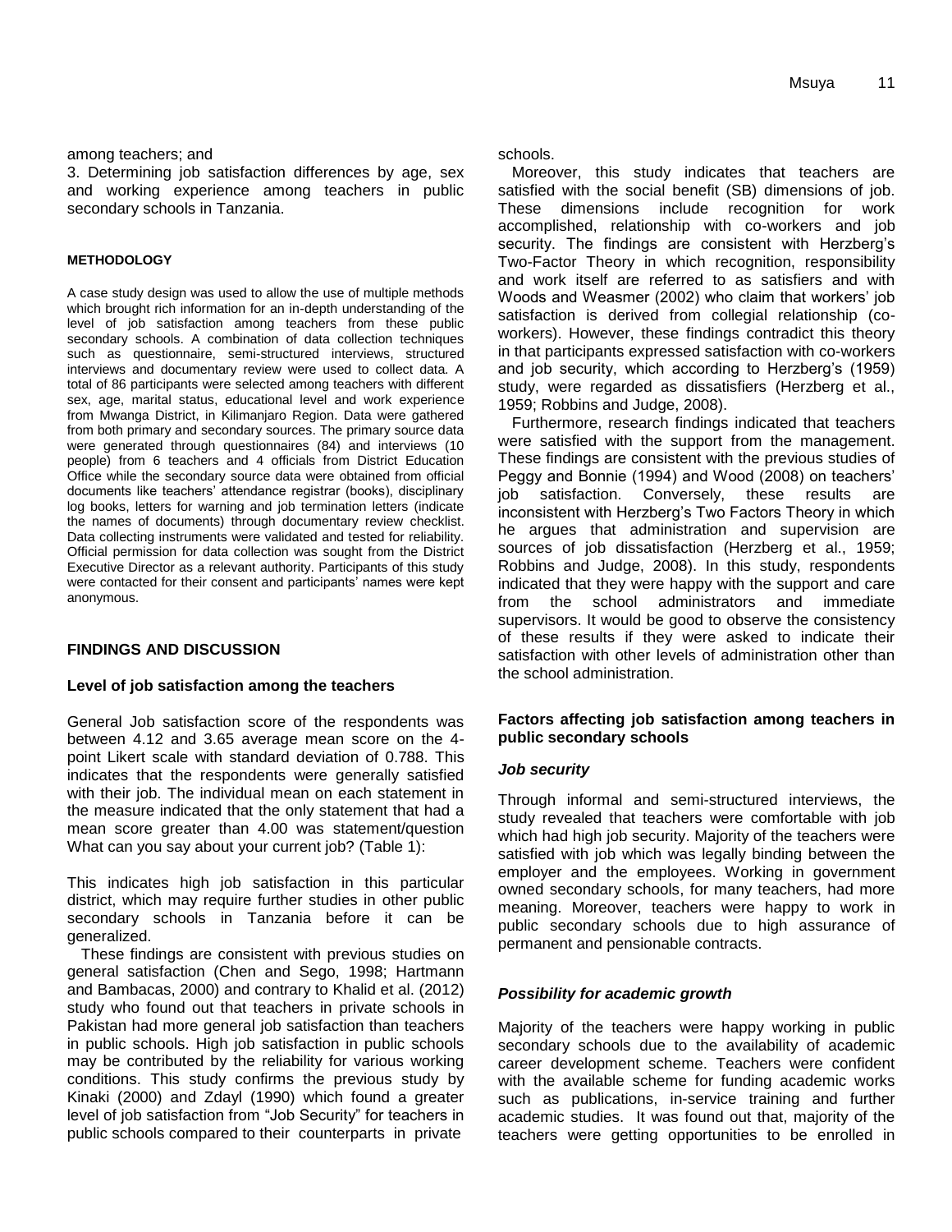among teachers; and

3. Determining job satisfaction differences by age, sex and working experience among teachers in public secondary schools in Tanzania.

#### METHODOLOGY

A case study design was used to allow the use of multiple methods which brought rich information for an in-depth understanding of the level of job satisfaction among teachers from these public secondary schools. A combination of data collection techniques such as questionnaire, semi-structured interviews, structured interviews and documentary review were used to collect data. A total of 86 participants were selected among teachers with different sex, age, marital status, educational level and work experience from Mwanga District, in Kilimanjaro Region. Data were gathered from both primary and secondary sources. The primary source data were generated through questionnaires (84) and interviews (10 people) from 6 teachers and 4 officials from District Education Office while the secondary source data were obtained from official documents like teachers' attendance registrar (books), disciplinary log books, letters for warning and job termination letters (indicate the names of documents) through documentary review checklist. Data collecting instruments were validated and tested for reliability. Official permission for data collection was sought from the District Executive Director as a relevant authority. Participants of this study were contacted for their consent and participants' names were kept anonymous.

## FINDINGS AND DISCUSSION

### Level of job satisfaction among the teachers

General Job satisfaction score of the respondents was between 4.12 and 3.65 average mean score on the 4-point Likert scale with standard deviation of 0.788. This indicates that the respondents were generally satisfied with their job. The individual mean on each statement in the measure indicated that the only statement that had a mean score greater than 4.00 was statement/question What can you say about your current job? (Table 1):

This indicates high job satisfaction in this particular district, which may require further studies in other public secondary schools in Tanzania before it can be generalized.

These findings are consistent with previous studies on general satisfaction (Chen and Sego, 1998; Hartmann and Bambacas, 2000) and contrary to Khalid et al. (2012) study who found out that teachers in private schools in Pakistan had more general job satisfaction than teachers in public schools. High job satisfaction in public schools may be contributed by the reliability for various working conditions. This study confirms the previous study by Kinaki (2000) and Zdayl (1990) which found a greater level of job satisfaction from "Job Security" for teachers in public schools compared to their counterparts in private schools.

Moreover, this study indicates that teachers are satisfied with the social benefit (SB) dimensions of job. These dimensions include recognition for work accomplished, relationship with co-workers and job security. The findings are consistent with Herzberg's Two-Factor Theory in which recognition, responsibility and work itself are referred to as satisfiers and with Woods and Weasmer (2002) who claim that workers' job satisfaction is derived from collegial relationship (co-workers). However, these findings contradict this theory in that participants expressed satisfaction with co-workers and job security, which according to Herzberg's (1959) study, were regarded as dissatisfiers (Herzberg et al., 1959; Robbins and Judge, 2008).

Furthermore, research findings indicated that teachers were satisfied with the support from the management. These findings are consistent with the previous studies of Peggy and Bonnie (1994) and Wood (2008) on teachers' job satisfaction. Conversely, these results are inconsistent with Herzberg's Two Factors Theory in which he argues that administration and supervision are sources of job dissatisfaction (Herzberg et al., 1959; Robbins and Judge, 2008). In this study, respondents indicated that they were happy with the support and care from the school administrators and immediate supervisors. It would be good to observe the consistency of these results if they were asked to indicate their satisfaction with other levels of administration other than the school administration.

### Factors affecting job satisfaction among teachers in public secondary schools

#### *Job security*

Through informal and semi-structured interviews, the study revealed that teachers were comfortable with job which had high job security. Majority of the teachers were satisfied with job which was legally binding between the employer and the employees. Working in government owned secondary schools, for many teachers, had more meaning. Moreover, teachers were happy to work in public secondary schools due to high assurance of permanent and pensionable contracts.

#### *Possibility for academic growth*

Majority of the teachers were happy working in public secondary schools due to the availability of academic career development scheme. Teachers were confident with the available scheme for funding academic works such as publications, in-service training and further academic studies. It was found out that, majority of the teachers were getting opportunities to be enrolled in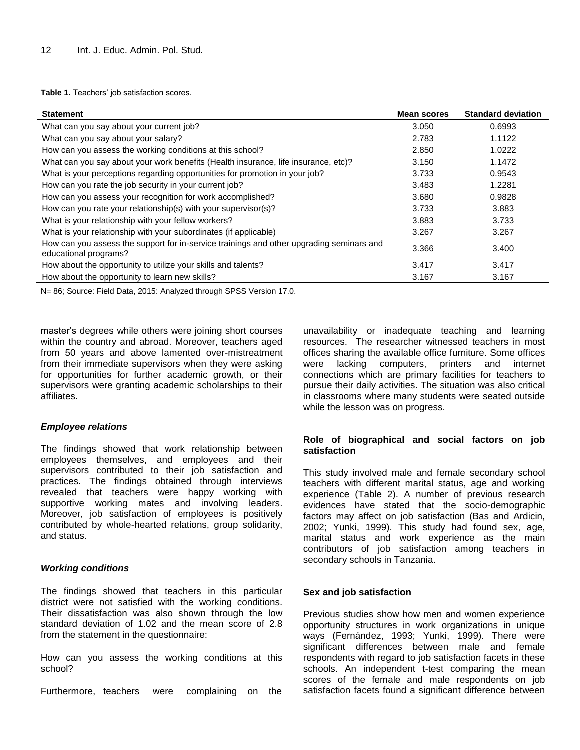**Table 1.** Teachers' job satisfaction scores.

| Statement | Mean scores | Standard deviation |
|---|---|---|
| What can you say about your current job? | 3.050 | 0.6993 |
| What can you say about your salary? | 2.783 | 1.1122 |
| How can you assess the working conditions at this school? | 2.850 | 1.0222 |
| What can you say about your work benefits (Health insurance, life insurance, etc)? | 3.150 | 1.1472 |
| What is your perceptions regarding opportunities for promotion in your job? | 3.733 | 0.9543 |
| How can you rate the job security in your current job? | 3.483 | 1.2281 |
| How can you assess your recognition for work accomplished? | 3.680 | 0.9828 |
| How can you rate your relationship(s) with your supervisor(s)? | 3.733 | 3.883 |
| What is your relationship with your fellow workers? | 3.883 | 3.733 |
| What is your relationship with your subordinates (if applicable) | 3.267 | 3.267 |
| How can you assess the support for in-service trainings and other upgrading seminars and educational programs? | 3.366 | 3.400 |
| How about the opportunity to utilize your skills and talents? | 3.417 | 3.417 |
| How about the opportunity to learn new skills? | 3.167 | 3.167 |

N= 86; Source: Field Data, 2015: Analyzed through SPSS Version 17.0.

master's degrees while others were joining short courses within the country and abroad. Moreover, teachers aged from 50 years and above lamented over-mistreatment from their immediate supervisors when they were asking for opportunities for further academic growth, or their supervisors were granting academic scholarships to their affiliates.

### *Employee relations*

The findings showed that work relationship between employees themselves, and employees and their supervisors contributed to their job satisfaction and practices. The findings obtained through interviews revealed that teachers were happy working with supportive working mates and involving leaders. Moreover, job satisfaction of employees is positively contributed by whole-hearted relations, group solidarity, and status.

### *Working conditions*

The findings showed that teachers in this particular district were not satisfied with the working conditions. Their dissatisfaction was also shown through the low standard deviation of 1.02 and the mean score of 2.8 from the statement in the questionnaire:

How can you assess the working conditions at this school?

Furthermore, teachers were complaining on the unavailability or inadequate teaching and learning resources. The researcher witnessed teachers in most offices sharing the available office furniture. Some offices were lacking computers, printers and internet connections which are primary facilities for teachers to pursue their daily activities. The situation was also critical in classrooms where many students were seated outside while the lesson was on progress.

### **Role of biographical and social factors on job satisfaction**

This study involved male and female secondary school teachers with different marital status, age and working experience (Table 2). A number of previous research evidences have stated that the socio-demographic factors may affect on job satisfaction (Bas and Ardicin, 2002; Yunki, 1999). This study had found sex, age, marital status and work experience as the main contributors of job satisfaction among teachers in secondary schools in Tanzania.

### **Sex and job satisfaction**

Previous studies show how men and women experience opportunity structures in work organizations in unique ways (Fernández, 1993; Yunki, 1999). There were significant differences between male and female respondents with regard to job satisfaction facets in these schools. An independent t-test comparing the mean scores of the female and male respondents on job satisfaction facets found a significant difference between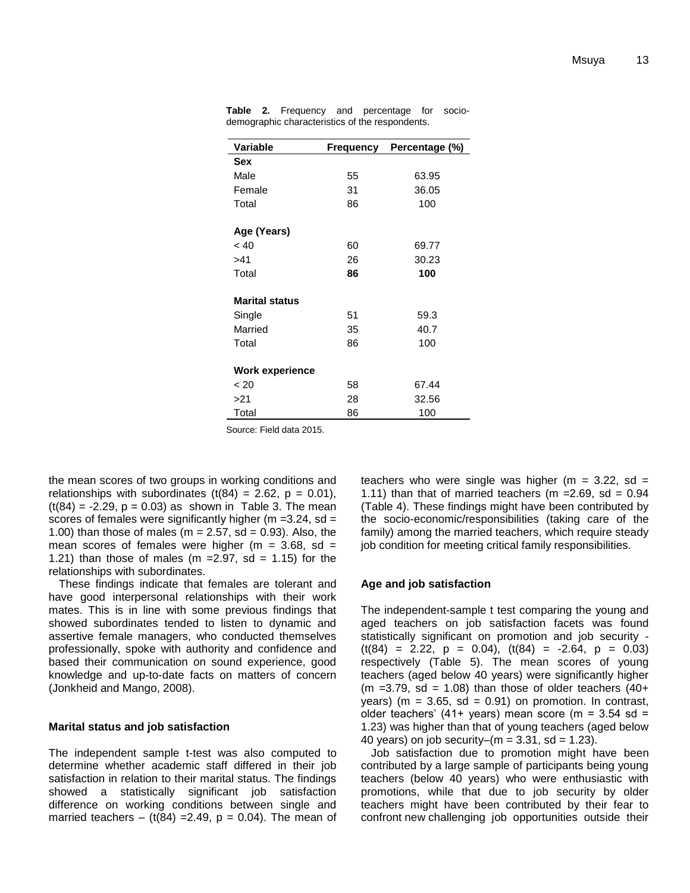**Table 2.** Frequency and percentage for socio-demographic characteristics of the respondents.

| Variable | Frequency | Percentage (%) |
|---|---|---|
| **Sex** | | |
| Male | 55 | 63.95 |
| Female | 31 | 36.05 |
| Total | 86 | 100 |
| | | |
| **Age (Years)** | | |
| < 40 | 60 | 69.77 |
| >41 | 26 | 30.23 |
| Total | **86** | **100** |
| | | |
| **Marital status** | | |
| Single | 51 | 59.3 |
| Married | 35 | 40.7 |
| Total | 86 | 100 |
| | | |
| **Work experience** | | |
| < 20 | 58 | 67.44 |
| >21 | 28 | 32.56 |
| Total | 86 | 100 |

Source: Field data 2015.

the mean scores of two groups in working conditions and relationships with subordinates ($t(84) = 2.62$, $p = 0.01$), ($t(84) = -2.29$, $p = 0.03$) as shown in Table 3. The mean scores of females were significantly higher (m =3.24, sd = 1.00) than those of males (m = 2.57, sd = 0.93). Also, the mean scores of females were higher (m = 3.68, sd = 1.21) than those of males (m =2.97, sd = 1.15) for the relationships with subordinates.

These findings indicate that females are tolerant and have good interpersonal relationships with their work mates. This is in line with some previous findings that showed subordinates tended to listen to dynamic and assertive female managers, who conducted themselves professionally, spoke with authority and confidence and based their communication on sound experience, good knowledge and up-to-date facts on matters of concern (Jonkheid and Mango, 2008).

### Marital status and job satisfaction

The independent sample t-test was also computed to determine whether academic staff differed in their job satisfaction in relation to their marital status. The findings showed a statistically significant job satisfaction difference on working conditions between single and married teachers – ($t(84) =2.49$, $p = 0.04$). The mean of teachers who were single was higher (m = 3.22, sd = 1.11) than that of married teachers (m =2.69, sd = 0.94 (Table 4). These findings might have been contributed by the socio-economic/responsibilities (taking care of the family) among the married teachers, which require steady job condition for meeting critical family responsibilities.

### Age and job satisfaction

The independent-sample t test comparing the young and aged teachers on job satisfaction facets was found statistically significant on promotion and job security - ($t(84) = 2.22$, $p = 0.04$), ($t(84) = -2.64$, $p = 0.03$) respectively (Table 5). The mean scores of young teachers (aged below 40 years) were significantly higher (m =3.79, sd = 1.08) than those of older teachers (40+ years) (m = 3.65, sd = 0.91) on promotion. In contrast, older teachers' (41+ years) mean score (m = 3.54 sd = 1.23) was higher than that of young teachers (aged below 40 years) on job security–(m = 3.31, sd = 1.23).

Job satisfaction due to promotion might have been contributed by a large sample of participants being young teachers (below 40 years) who were enthusiastic with promotions, while that due to job security by older teachers might have been contributed by their fear to confront new challenging job opportunities outside their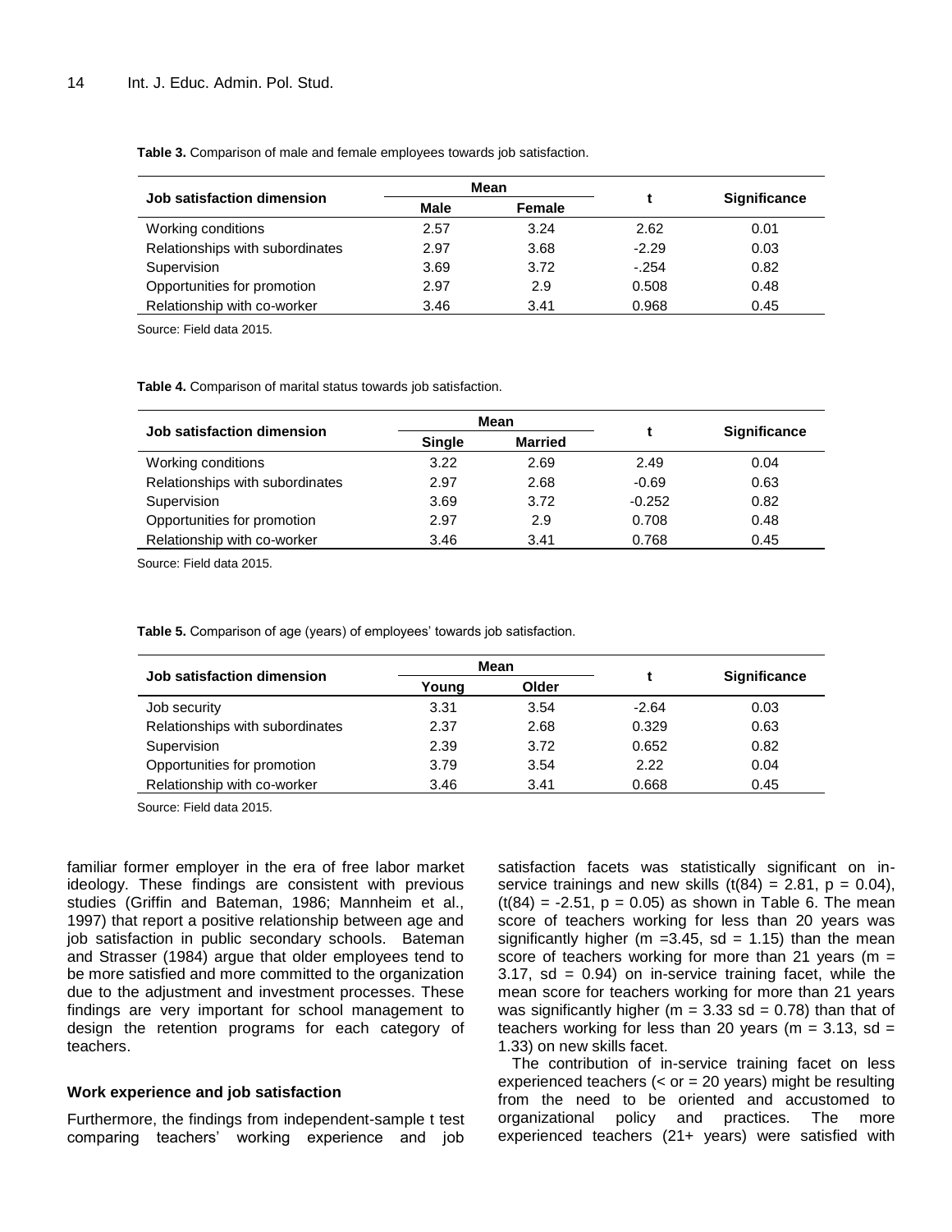**Table 3.** Comparison of male and female employees towards job satisfaction.

| Job satisfaction dimension | Mean | | t | Significance |
|---|---|---|---|---|
| | Male | Female | | |
| Working conditions | 2.57 | 3.24 | 2.62 | 0.01 |
| Relationships with subordinates | 2.97 | 3.68 | -2.29 | 0.03 |
| Supervision | 3.69 | 3.72 | -.254 | 0.82 |
| Opportunities for promotion | 2.97 | 2.9 | 0.508 | 0.48 |
| Relationship with co-worker | 3.46 | 3.41 | 0.968 | 0.45 |

Source: Field data 2015.

**Table 4.** Comparison of marital status towards job satisfaction.

| Job satisfaction dimension | Mean | | t | Significance |
|---|---|---|---|---|
| | Single | Married | | |
| Working conditions | 3.22 | 2.69 | 2.49 | 0.04 |
| Relationships with subordinates | 2.97 | 2.68 | -0.69 | 0.63 |
| Supervision | 3.69 | 3.72 | -0.252 | 0.82 |
| Opportunities for promotion | 2.97 | 2.9 | 0.708 | 0.48 |
| Relationship with co-worker | 3.46 | 3.41 | 0.768 | 0.45 |

Source: Field data 2015.

**Table 5.** Comparison of age (years) of employees' towards job satisfaction.

| Job satisfaction dimension | Mean | | t | Significance |
|---|---|---|---|---|
| | Young | Older | | |
| Job security | 3.31 | 3.54 | -2.64 | 0.03 |
| Relationships with subordinates | 2.37 | 2.68 | 0.329 | 0.63 |
| Supervision | 2.39 | 3.72 | 0.652 | 0.82 |
| Opportunities for promotion | 3.79 | 3.54 | 2.22 | 0.04 |
| Relationship with co-worker | 3.46 | 3.41 | 0.668 | 0.45 |

Source: Field data 2015.

familiar former employer in the era of free labor market ideology. These findings are consistent with previous studies (Griffin and Bateman, 1986; Mannheim et al., 1997) that report a positive relationship between age and job satisfaction in public secondary schools. Bateman and Strasser (1984) argue that older employees tend to be more satisfied and more committed to the organization due to the adjustment and investment processes. These findings are very important for school management to design the retention programs for each category of teachers.

### Work experience and job satisfaction

Furthermore, the findings from independent-sample t test comparing teachers' working experience and job satisfaction facets was statistically significant on in-service trainings and new skills ($t(84) = 2.81$, $p = 0.04$), ($t(84) = -2.51$, $p = 0.05$) as shown in Table 6. The mean score of teachers working for less than 20 years was significantly higher ($m = 3.45$, $sd = 1.15$) than the mean score of teachers working for more than 21 years ($m = 3.17$, $sd = 0.94$) on in-service training facet, while the mean score for teachers working for more than 21 years was significantly higher ($m = 3.33$ $sd = 0.78$) than that of teachers working for less than 20 years ($m = 3.13$, $sd = 1.33$) on new skills facet.

The contribution of in-service training facet on less experienced teachers (< or = 20 years) might be resulting from the need to be oriented and accustomed to organizational policy and practices. The more experienced teachers (21+ years) were satisfied with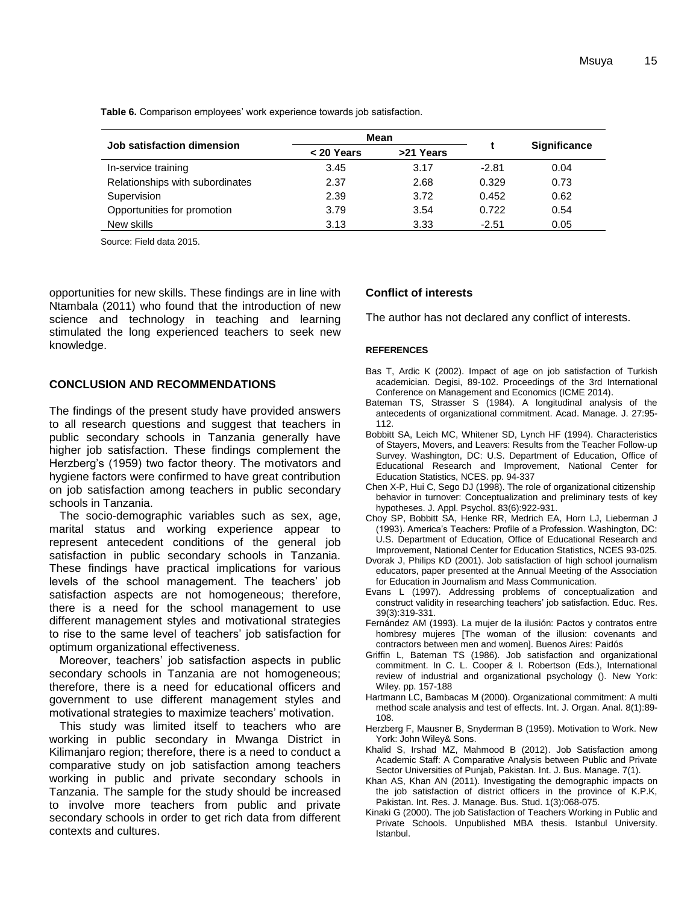**Table 6.** Comparison employees' work experience towards job satisfaction.

| Job satisfaction dimension | Mean | | t | Significance |
|---|---|---|---|---|
| | < 20 Years | >21 Years | | |
| In-service training | 3.45 | 3.17 | -2.81 | 0.04 |
| Relationships with subordinates | 2.37 | 2.68 | 0.329 | 0.73 |
| Supervision | 2.39 | 3.72 | 0.452 | 0.62 |
| Opportunities for promotion | 3.79 | 3.54 | 0.722 | 0.54 |
| New skills | 3.13 | 3.33 | -2.51 | 0.05 |

Source: Field data 2015.

opportunities for new skills. These findings are in line with Ntambala (2011) who found that the introduction of new science and technology in teaching and learning stimulated the long experienced teachers to seek new knowledge.

## CONCLUSION AND RECOMMENDATIONS

The findings of the present study have provided answers to all research questions and suggest that teachers in public secondary schools in Tanzania generally have higher job satisfaction. These findings complement the Herzberg's (1959) two factor theory. The motivators and hygiene factors were confirmed to have great contribution on job satisfaction among teachers in public secondary schools in Tanzania.

The socio-demographic variables such as sex, age, marital status and working experience appear to represent antecedent conditions of the general job satisfaction in public secondary schools in Tanzania. These findings have practical implications for various levels of the school management. The teachers' job satisfaction aspects are not homogeneous; therefore, there is a need for the school management to use different management styles and motivational strategies to rise to the same level of teachers' job satisfaction for optimum organizational effectiveness.

Moreover, teachers' job satisfaction aspects in public secondary schools in Tanzania are not homogeneous; therefore, there is a need for educational officers and government to use different management styles and motivational strategies to maximize teachers' motivation.

This study was limited itself to teachers who are working in public secondary in Mwanga District in Kilimanjaro region; therefore, there is a need to conduct a comparative study on job satisfaction among teachers working in public and private secondary schools in Tanzania. The sample for the study should be increased to involve more teachers from public and private secondary schools in order to get rich data from different contexts and cultures.

## Conflict of interests

The author has not declared any conflict of interests.

## REFERENCES

Bas T, Ardic K (2002). Impact of age on job satisfaction of Turkish academician. Degisi, 89-102. Proceedings of the 3rd International Conference on Management and Economics (ICME 2014).

Bateman TS, Strasser S (1984). A longitudinal analysis of the antecedents of organizational commitment. Acad. Manage. J. 27:95-112.

Bobbitt SA, Leich MC, Whitener SD, Lynch HF (1994). Characteristics of Stayers, Movers, and Leavers: Results from the Teacher Follow-up Survey. Washington, DC: U.S. Department of Education, Office of Educational Research and Improvement, National Center for Education Statistics, NCES. pp. 94-337

Chen X-P, Hui C, Sego DJ (1998). The role of organizational citizenship behavior in turnover: Conceptualization and preliminary tests of key hypotheses. J. Appl. Psychol. 83(6):922-931.

Choy SP, Bobbitt SA, Henke RR, Medrich EA, Horn LJ, Lieberman J (1993). America's Teachers: Profile of a Profession. Washington, DC: U.S. Department of Education, Office of Educational Research and Improvement, National Center for Education Statistics, NCES 93-025.

Dvorak J, Philips KD (2001). Job satisfaction of high school journalism educators, paper presented at the Annual Meeting of the Association for Education in Journalism and Mass Communication.

Evans L (1997). Addressing problems of conceptualization and construct validity in researching teachers' job satisfaction. Educ. Res. 39(3):319-331.

Fernández AM (1993). La mujer de la ilusión: Pactos y contratos entre hombresy mujeres [The woman of the illusion: covenants and contractors between men and women]. Buenos Aires: Paidós

Griffin L, Bateman TS (1986). Job satisfaction and organizational commitment. In C. L. Cooper & I. Robertson (Eds.), International review of industrial and organizational psychology (). New York: Wiley. pp. 157-188

Hartmann LC, Bambacas M (2000). Organizational commitment: A multi method scale analysis and test of effects. Int. J. Organ. Anal. 8(1):89-108.

Herzberg F, Mausner B, Snyderman B (1959). Motivation to Work. New York: John Wiley& Sons.

Khalid S, Irshad MZ, Mahmood B (2012). Job Satisfaction among Academic Staff: A Comparative Analysis between Public and Private Sector Universities of Punjab, Pakistan. Int. J. Bus. Manage. 7(1).

Khan AS, Khan AN (2011). Investigating the demographic impacts on the job satisfaction of district officers in the province of K.P.K, Pakistan. Int. Res. J. Manage. Bus. Stud. 1(3):068-075.

Kinaki G (2000). The job Satisfaction of Teachers Working in Public and Private Schools. Unpublished MBA thesis. Istanbul University. Istanbul.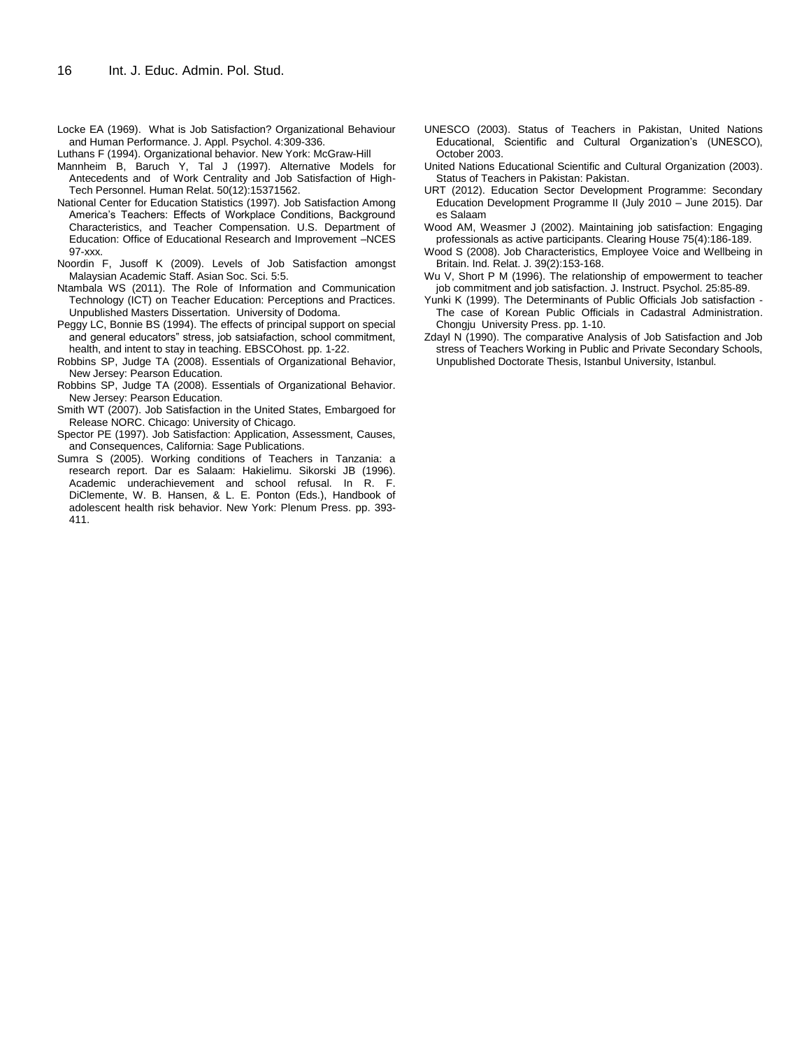Locke EA (1969). What is Job Satisfaction? Organizational Behaviour and Human Performance. J. Appl. Psychol. 4:309-336.

Luthans F (1994). Organizational behavior. New York: McGraw-Hill

Mannheim B, Baruch Y, Tal J (1997). Alternative Models for Antecedents and of Work Centrality and Job Satisfaction of High-Tech Personnel. Human Relat. 50(12):15371562.

National Center for Education Statistics (1997). Job Satisfaction Among America's Teachers: Effects of Workplace Conditions, Background Characteristics, and Teacher Compensation. U.S. Department of Education: Office of Educational Research and Improvement –NCES 97-xxx.

Noordin F, Jusoff K (2009). Levels of Job Satisfaction amongst Malaysian Academic Staff. Asian Soc. Sci. 5:5.

Ntambala WS (2011). The Role of Information and Communication Technology (ICT) on Teacher Education: Perceptions and Practices. Unpublished Masters Dissertation. University of Dodoma.

Peggy LC, Bonnie BS (1994). The effects of principal support on special and general educators" stress, job satsiafaction, school commitment, health, and intent to stay in teaching. EBSCOhost. pp. 1-22.

Robbins SP, Judge TA (2008). Essentials of Organizational Behavior, New Jersey: Pearson Education.

Robbins SP, Judge TA (2008). Essentials of Organizational Behavior. New Jersey: Pearson Education.

Smith WT (2007). Job Satisfaction in the United States, Embargoed for Release NORC. Chicago: University of Chicago.

Spector PE (1997). Job Satisfaction: Application, Assessment, Causes, and Consequences, California: Sage Publications.

Sumra S (2005). Working conditions of Teachers in Tanzania: a research report. Dar es Salaam: Hakielimu. Sikorski JB (1996). Academic underachievement and school refusal. In R. F. DiClemente, W. B. Hansen, & L. E. Ponton (Eds.), Handbook of adolescent health risk behavior. New York: Plenum Press. pp. 393-411.

UNESCO (2003). Status of Teachers in Pakistan, United Nations Educational, Scientific and Cultural Organization's (UNESCO), October 2003.

United Nations Educational Scientific and Cultural Organization (2003). Status of Teachers in Pakistan: Pakistan.

URT (2012). Education Sector Development Programme: Secondary Education Development Programme II (July 2010 – June 2015). Dar es Salaam

Wood AM, Weasmer J (2002). Maintaining job satisfaction: Engaging professionals as active participants. Clearing House 75(4):186-189.

Wood S (2008). Job Characteristics, Employee Voice and Wellbeing in Britain. Ind. Relat. J. 39(2):153-168.

Wu V, Short P M (1996). The relationship of empowerment to teacher job commitment and job satisfaction. J. Instruct. Psychol. 25:85-89.

Yunki K (1999). The Determinants of Public Officials Job satisfaction - The case of Korean Public Officials in Cadastral Administration. Chongju University Press. pp. 1-10.

Zdayl N (1990). The comparative Analysis of Job Satisfaction and Job stress of Teachers Working in Public and Private Secondary Schools, Unpublished Doctorate Thesis, Istanbul University, Istanbul.